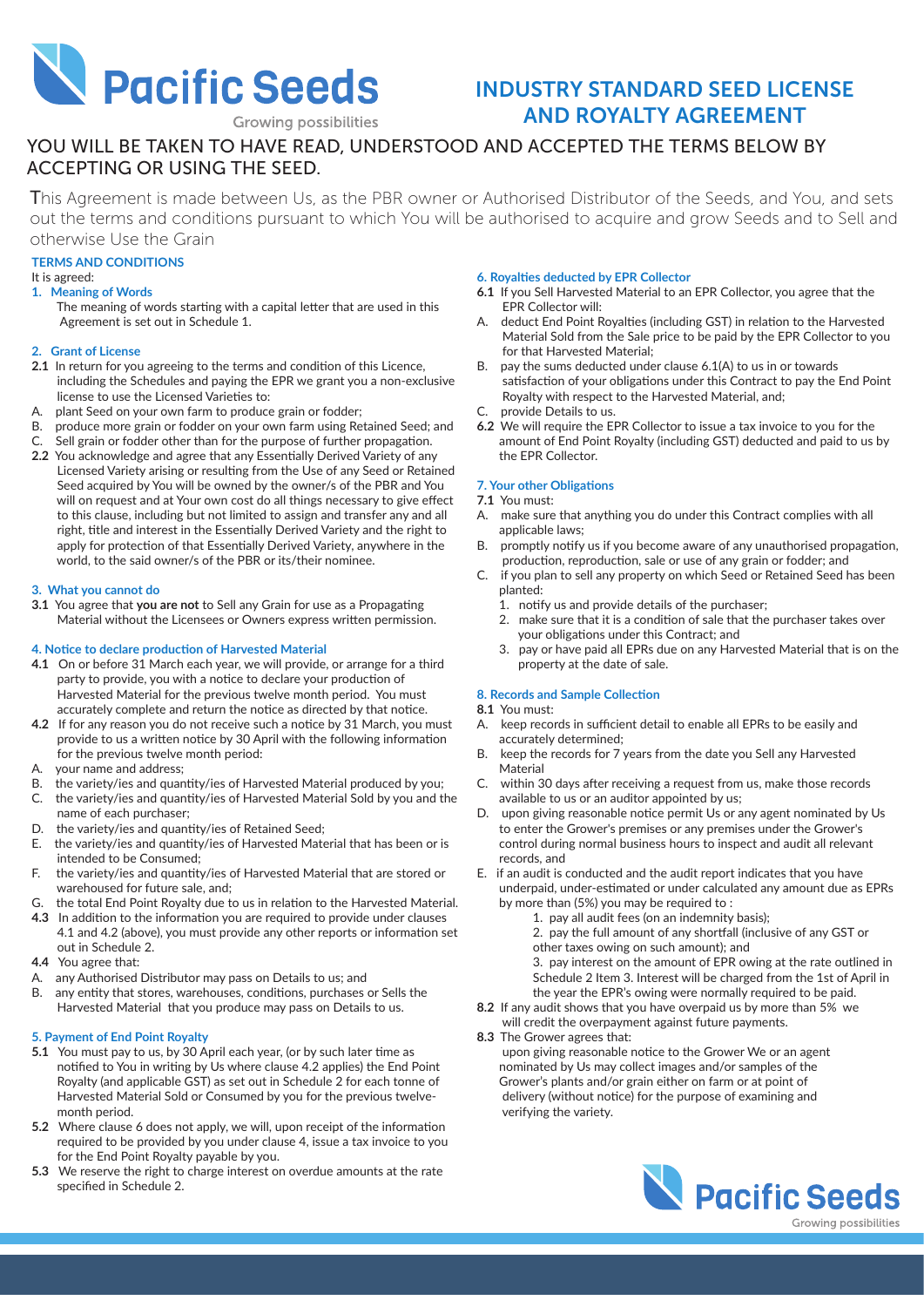# INDUSTRY STANDARD SEED LICENSE AND ROYALTY AGREEMENT

Pacific Seeds
Growing possibilities

## YOU WILL BE TAKEN TO HAVE READ, UNDERSTOOD AND ACCEPTED THE TERMS BELOW BY ACCEPTING OR USING THE SEED.

This Agreement is made between Us, as the PBR owner or Authorised Distributor of the Seeds, and You, and sets out the terms and conditions pursuant to which You will be authorised to acquire and grow Seeds and to Sell and otherwise Use the Grain

### TERMS AND CONDITIONS

It is agreed:

**1. Meaning of Words**

The meaning of words starting with a capital letter that are used in this Agreement is set out in Schedule 1.

**2. Grant of License**

**2.1** In return for you agreeing to the terms and condition of this Licence, including the Schedules and paying the EPR we grant you a non-exclusive license to use the Licensed Varieties to:

A. plant Seed on your own farm to produce grain or fodder;
B. produce more grain or fodder on your own farm using Retained Seed; and
C. Sell grain or fodder other than for the purpose of further propagation.

**2.2** You acknowledge and agree that any Essentially Derived Variety of any Licensed Variety arising or resulting from the Use of any Seed or Retained Seed acquired by You will be owned by the owner/s of the PBR and You will on request and at Your own cost do all things necessary to give effect to this clause, including but not limited to assign and transfer any and all right, title and interest in the Essentially Derived Variety and the right to apply for protection of that Essentially Derived Variety, anywhere in the world, to the said owner/s of the PBR or its/their nominee.

**3. What you cannot do**

**3.1** You agree that **you are not** to Sell any Grain for use as a Propagating Material without the Licensees or Owners express written permission.

**4. Notice to declare production of Harvested Material**

**4.1** On or before 31 March each year, we will provide, or arrange for a third party to provide, you with a notice to declare your production of Harvested Material for the previous twelve month period. You must accurately complete and return the notice as directed by that notice.

**4.2** If for any reason you do not receive such a notice by 31 March, you must provide to us a written notice by 30 April with the following information for the previous twelve month period:

A. your name and address;
B. the variety/ies and quantity/ies of Harvested Material produced by you;
C. the variety/ies and quantity/ies of Harvested Material Sold by you and the name of each purchaser;
D. the variety/ies and quantity/ies of Retained Seed;
E. the variety/ies and quantity/ies of Harvested Material that has been or is intended to be Consumed;
F. the variety/ies and quantity/ies of Harvested Material that are stored or warehoused for future sale, and;
G. the total End Point Royalty due to us in relation to the Harvested Material.

**4.3** In addition to the information you are required to provide under clauses 4.1 and 4.2 (above), you must provide any other reports or information set out in Schedule 2.

**4.4** You agree that:

A. any Authorised Distributor may pass on Details to us; and
B. any entity that stores, warehouses, conditions, purchases or Sells the Harvested Material that you produce may pass on Details to us.

**5. Payment of End Point Royalty**

**5.1** You must pay to us, by 30 April each year, (or by such later time as notified to You in writing by Us where clause 4.2 applies) the End Point Royalty (and applicable GST) as set out in Schedule 2 for each tonne of Harvested Material Sold or Consumed by you for the previous twelve-month period.

**5.2** Where clause 6 does not apply, we will, upon receipt of the information required to be provided by you under clause 4, issue a tax invoice to you for the End Point Royalty payable by you.

**5.3** We reserve the right to charge interest on overdue amounts at the rate specified in Schedule 2.

**6. Royalties deducted by EPR Collector**

**6.1** If you Sell Harvested Material to an EPR Collector, you agree that the EPR Collector will:

A. deduct End Point Royalties (including GST) in relation to the Harvested Material Sold from the Sale price to be paid by the EPR Collector to you for that Harvested Material;
B. pay the sums deducted under clause 6.1(A) to us in or towards satisfaction of your obligations under this Contract to pay the End Point Royalty with respect to the Harvested Material, and;
C. provide Details to us.

**6.2** We will require the EPR Collector to issue a tax invoice to you for the amount of End Point Royalty (including GST) deducted and paid to us by the EPR Collector.

**7. Your other Obligations**

**7.1** You must:

A. make sure that anything you do under this Contract complies with all applicable laws;
B. promptly notify us if you become aware of any unauthorised propagation, production, reproduction, sale or use of any grain or fodder; and
C. if you plan to sell any property on which Seed or Retained Seed has been planted:
   1. notify us and provide details of the purchaser;
   2. make sure that it is a condition of sale that the purchaser takes over your obligations under this Contract; and
   3. pay or have paid all EPRs due on any Harvested Material that is on the property at the date of sale.

**8. Records and Sample Collection**

**8.1** You must:

A. keep records in sufficient detail to enable all EPRs to be easily and accurately determined;
B. keep the records for 7 years from the date you Sell any Harvested Material
C. within 30 days after receiving a request from us, make those records available to us or an auditor appointed by us;
D. upon giving reasonable notice permit Us or any agent nominated by Us to enter the Grower's premises or any premises under the Grower's control during normal business hours to inspect and audit all relevant records, and
E. if an audit is conducted and the audit report indicates that you have underpaid, under-estimated or under calculated any amount due as EPRs by more than (5%) you may be required to :
   1. pay all audit fees (on an indemnity basis);
   2. pay the full amount of any shortfall (inclusive of any GST or other taxes owing on such amount); and
   3. pay interest on the amount of EPR owing at the rate outlined in Schedule 2 Item 3. Interest will be charged from the 1st of April in the year the EPR's owing were normally required to be paid.

**8.2** If any audit shows that you have overpaid us by more than 5% we will credit the overpayment against future payments.

**8.3** The Grower agrees that:

upon giving reasonable notice to the Grower We or an agent nominated by Us may collect images and/or samples of the Grower's plants and/or grain either on farm or at point of delivery (without notice) for the purpose of examining and verifying the variety.

Pacific Seeds
Growing possibilities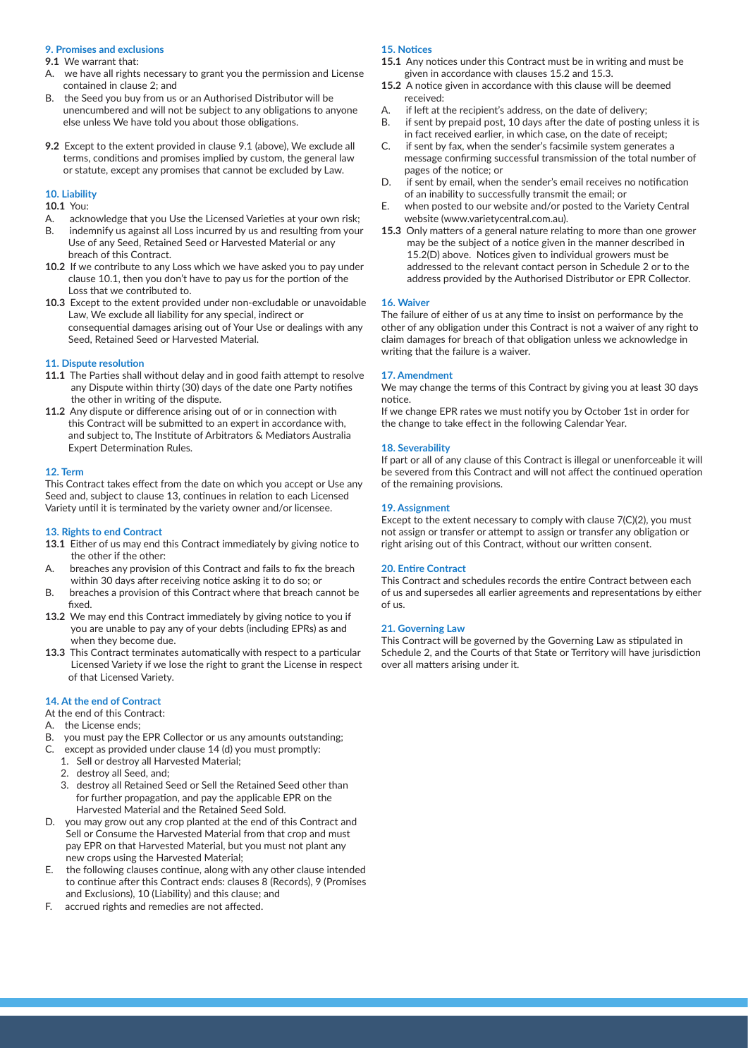## 9. Promises and exclusions

**9.1** We warrant that:

A. we have all rights necessary to grant you the permission and License contained in clause 2; and

B. the Seed you buy from us or an Authorised Distributor will be unencumbered and will not be subject to any obligations to anyone else unless We have told you about those obligations.

**9.2** Except to the extent provided in clause 9.1 (above), We exclude all terms, conditions and promises implied by custom, the general law or statute, except any promises that cannot be excluded by Law.

## 10. Liability

**10.1** You:

A. acknowledge that you Use the Licensed Varieties at your own risk;

B. indemnify us against all Loss incurred by us and resulting from your Use of any Seed, Retained Seed or Harvested Material or any breach of this Contract.

**10.2** If we contribute to any Loss which we have asked you to pay under clause 10.1, then you don't have to pay us for the portion of the Loss that we contributed to.

**10.3** Except to the extent provided under non-excludable or unavoidable Law, We exclude all liability for any special, indirect or consequential damages arising out of Your Use or dealings with any Seed, Retained Seed or Harvested Material.

## 11. Dispute resolution

**11.1** The Parties shall without delay and in good faith attempt to resolve any Dispute within thirty (30) days of the date one Party notifies the other in writing of the dispute.

**11.2** Any dispute or difference arising out of or in connection with this Contract will be submitted to an expert in accordance with, and subject to, The Institute of Arbitrators & Mediators Australia Expert Determination Rules.

## 12. Term

This Contract takes effect from the date on which you accept or Use any Seed and, subject to clause 13, continues in relation to each Licensed Variety until it is terminated by the variety owner and/or licensee.

## 13. Rights to end Contract

**13.1** Either of us may end this Contract immediately by giving notice to the other if the other:

A. breaches any provision of this Contract and fails to fix the breach within 30 days after receiving notice asking it to do so; or

B. breaches a provision of this Contract where that breach cannot be fixed.

**13.2** We may end this Contract immediately by giving notice to you if you are unable to pay any of your debts (including EPRs) as and when they become due.

**13.3** This Contract terminates automatically with respect to a particular Licensed Variety if we lose the right to grant the License in respect of that Licensed Variety.

## 14. At the end of Contract

At the end of this Contract:

A. the License ends;

B. you must pay the EPR Collector or us any amounts outstanding;

C. except as provided under clause 14 (d) you must promptly:
   1. Sell or destroy all Harvested Material;
   2. destroy all Seed, and;
   3. destroy all Retained Seed or Sell the Retained Seed other than for further propagation, and pay the applicable EPR on the Harvested Material and the Retained Seed Sold.

D. you may grow out any crop planted at the end of this Contract and Sell or Consume the Harvested Material from that crop and must pay EPR on that Harvested Material, but you must not plant any new crops using the Harvested Material;

E. the following clauses continue, along with any other clause intended to continue after this Contract ends: clauses 8 (Records), 9 (Promises and Exclusions), 10 (Liability) and this clause; and

F. accrued rights and remedies are not affected.

## 15. Notices

**15.1** Any notices under this Contract must be in writing and must be given in accordance with clauses 15.2 and 15.3.

**15.2** A notice given in accordance with this clause will be deemed received:

A. if left at the recipient's address, on the date of delivery;

B. if sent by prepaid post, 10 days after the date of posting unless it is in fact received earlier, in which case, on the date of receipt;

C. if sent by fax, when the sender's facsimile system generates a message confirming successful transmission of the total number of pages of the notice; or

D. if sent by email, when the sender's email receives no notification of an inability to successfully transmit the email; or

E. when posted to our website and/or posted to the Variety Central website (www.varietycentral.com.au).

**15.3** Only matters of a general nature relating to more than one grower may be the subject of a notice given in the manner described in 15.2(D) above. Notices given to individual growers must be addressed to the relevant contact person in Schedule 2 or to the address provided by the Authorised Distributor or EPR Collector.

## 16. Waiver

The failure of either of us at any time to insist on performance by the other of any obligation under this Contract is not a waiver of any right to claim damages for breach of that obligation unless we acknowledge in writing that the failure is a waiver.

## 17. Amendment

We may change the terms of this Contract by giving you at least 30 days notice.

If we change EPR rates we must notify you by October 1st in order for the change to take effect in the following Calendar Year.

## 18. Severability

If part or all of any clause of this Contract is illegal or unenforceable it will be severed from this Contract and will not affect the continued operation of the remaining provisions.

## 19. Assignment

Except to the extent necessary to comply with clause 7(C)(2), you must not assign or transfer or attempt to assign or transfer any obligation or right arising out of this Contract, without our written consent.

## 20. Entire Contract

This Contract and schedules records the entire Contract between each of us and supersedes all earlier agreements and representations by either of us.

## 21. Governing Law

This Contract will be governed by the Governing Law as stipulated in Schedule 2, and the Courts of that State or Territory will have jurisdiction over all matters arising under it.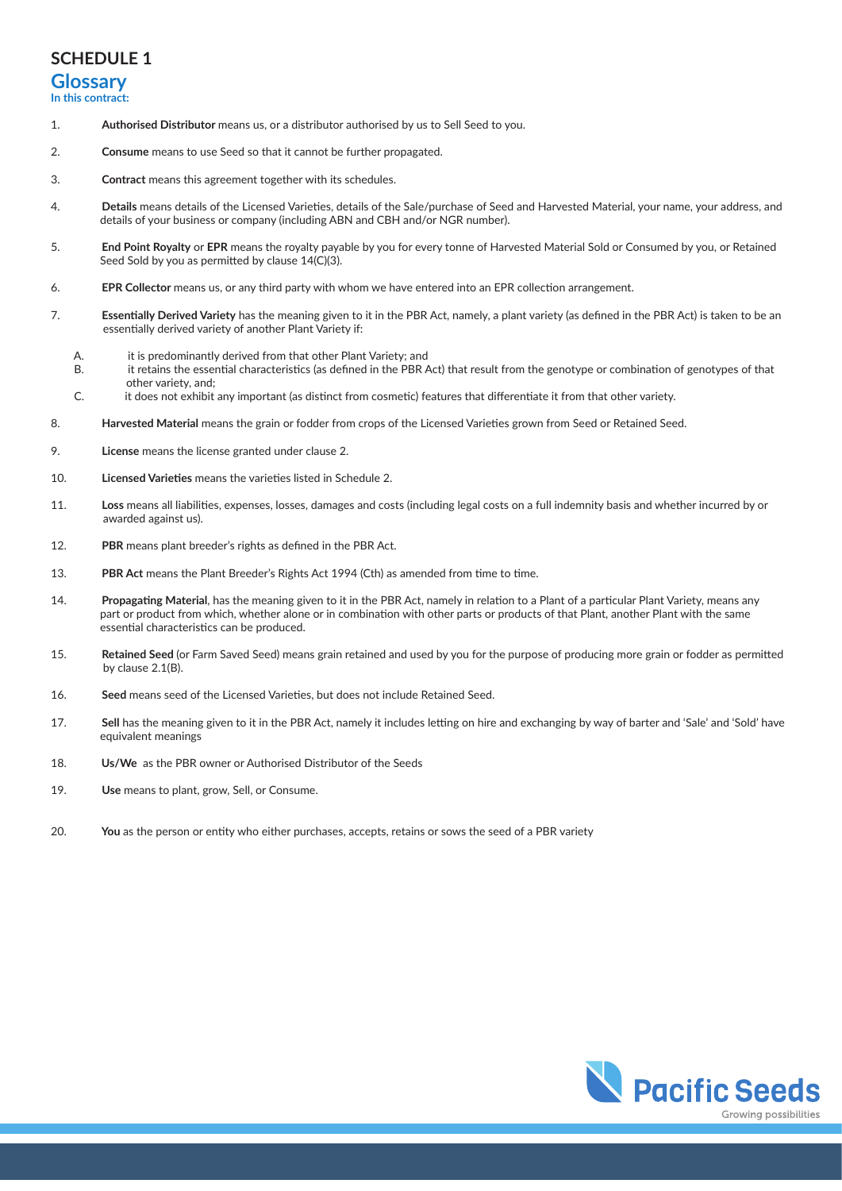# SCHEDULE 1

## Glossary

**In this contract:**

1. **Authorised Distributor** means us, or a distributor authorised by us to Sell Seed to you.

2. **Consume** means to use Seed so that it cannot be further propagated.

3. **Contract** means this agreement together with its schedules.

4. **Details** means details of the Licensed Varieties, details of the Sale/purchase of Seed and Harvested Material, your name, your address, and details of your business or company (including ABN and CBH and/or NGR number).

5. **End Point Royalty** or **EPR** means the royalty payable by you for every tonne of Harvested Material Sold or Consumed by you, or Retained Seed Sold by you as permitted by clause 14(C)(3).

6. **EPR Collector** means us, or any third party with whom we have entered into an EPR collection arrangement.

7. **Essentially Derived Variety** has the meaning given to it in the PBR Act, namely, a plant variety (as defined in the PBR Act) is taken to be an essentially derived variety of another Plant Variety if:

   A. it is predominantly derived from that other Plant Variety; and
   B. it retains the essential characteristics (as defined in the PBR Act) that result from the genotype or combination of genotypes of that other variety, and;
   C. it does not exhibit any important (as distinct from cosmetic) features that differentiate it from that other variety.

8. **Harvested Material** means the grain or fodder from crops of the Licensed Varieties grown from Seed or Retained Seed.

9. **License** means the license granted under clause 2.

10. **Licensed Varieties** means the varieties listed in Schedule 2.

11. **Loss** means all liabilities, expenses, losses, damages and costs (including legal costs on a full indemnity basis and whether incurred by or awarded against us).

12. **PBR** means plant breeder's rights as defined in the PBR Act.

13. **PBR Act** means the Plant Breeder's Rights Act 1994 (Cth) as amended from time to time.

14. **Propagating Material**, has the meaning given to it in the PBR Act, namely in relation to a Plant of a particular Plant Variety, means any part or product from which, whether alone or in combination with other parts or products of that Plant, another Plant with the same essential characteristics can be produced.

15. **Retained Seed** (or Farm Saved Seed) means grain retained and used by you for the purpose of producing more grain or fodder as permitted by clause 2.1(B).

16. **Seed** means seed of the Licensed Varieties, but does not include Retained Seed.

17. **Sell** has the meaning given to it in the PBR Act, namely it includes letting on hire and exchanging by way of barter and 'Sale' and 'Sold' have equivalent meanings

18. **Us/We** as the PBR owner or Authorised Distributor of the Seeds

19. **Use** means to plant, grow, Sell, or Consume.

20. **You** as the person or entity who either purchases, accepts, retains or sows the seed of a PBR variety

Pacific Seeds
Growing possibilities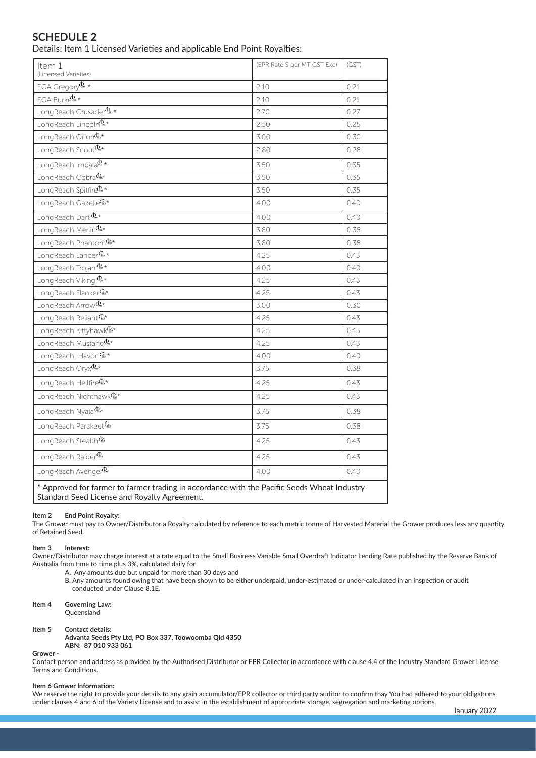## SCHEDULE 2

Details: Item 1 Licensed Varieties and applicable End Point Royalties:

| Item 1 (Licensed Varieties) | (EPR Rate $ per MT GST Exc) | (GST) |
|---|---|---|
| EGA Gregory ⓟ * | 2.10 | 0.21 |
| EGA Burke ⓟ * | 2.10 | 0.21 |
| LongReach Crusader ⓟ * | 2.70 | 0.27 |
| LongReach Lincoln ⓟ * | 2.50 | 0.25 |
| LongReach Orion ⓟ * | 3.00 | 0.30 |
| LongReach Scout ⓟ * | 2.80 | 0.28 |
| LongReach Impala ⓟ * | 3.50 | 0.35 |
| LongReach Cobra ⓟ * | 3.50 | 0.35 |
| LongReach Spitfire ⓟ * | 3.50 | 0.35 |
| LongReach Gazelle ⓟ * | 4.00 | 0.40 |
| LongReach Dart ⓟ * | 4.00 | 0.40 |
| LongReach Merlin ⓟ * | 3.80 | 0.38 |
| LongReach Phantom ⓟ * | 3.80 | 0.38 |
| LongReach Lancer ⓟ * | 4.25 | 0.43 |
| LongReach Trojan ⓟ * | 4.00 | 0.40 |
| LongReach Viking ⓟ * | 4.25 | 0.43 |
| LongReach Flanker ⓟ * | 4.25 | 0.43 |
| LongReach Arrow ⓟ * | 3.00 | 0.30 |
| LongReach Reliant ⓟ * | 4.25 | 0.43 |
| LongReach Kittyhawk ⓟ * | 4.25 | 0.43 |
| LongReach Mustang ⓟ * | 4.25 | 0.43 |
| LongReach Havoc ⓟ * | 4.00 | 0.40 |
| LongReach Oryx ⓟ * | 3.75 | 0.38 |
| LongReach Hellfire ⓟ * | 4.25 | 0.43 |
| LongReach Nighthawk ⓟ * | 4.25 | 0.43 |
| LongReach Nyala ⓟ * | 3.75 | 0.38 |
| LongReach Parakeet ⓟ | 3.75 | 0.38 |
| LongReach Stealth ⓟ | 4.25 | 0.43 |
| LongReach Raider ⓟ | 4.25 | 0.43 |
| LongReach Avenger ⓟ | 4.00 | 0.40 |

* Approved for farmer to farmer trading in accordance with the Pacific Seeds Wheat Industry Standard Seed License and Royalty Agreement.

**Item 2 End Point Royalty:**
The Grower must pay to Owner/Distributor a Royalty calculated by reference to each metric tonne of Harvested Material the Grower produces less any quantity of Retained Seed.

**Item 3 Interest:**
Owner/Distributor may charge interest at a rate equal to the Small Business Variable Small Overdraft Indicator Lending Rate published by the Reserve Bank of Australia from time to time plus 3%, calculated daily for

A. Any amounts due but unpaid for more than 30 days and
B. Any amounts found owing that have been shown to be either underpaid, under-estimated or under-calculated in an inspection or audit conducted under Clause 8.1E.

**Item 4 Governing Law:**
Queensland

**Item 5 Contact details:**
**Advanta Seeds Pty Ltd, PO Box 337, Toowoomba Qld 4350**
**ABN: 87 010 933 061**

**Grower -**
Contact person and address as provided by the Authorised Distributor or EPR Collector in accordance with clause 4.4 of the Industry Standard Grower License Terms and Conditions.

**Item 6 Grower Information:**
We reserve the right to provide your details to any grain accumulator/EPR collector or third party auditor to confirm thay You had adhered to your obligations under clauses 4 and 6 of the Variety License and to assist in the establishment of appropriate storage, segregation and marketing options.

January 2022